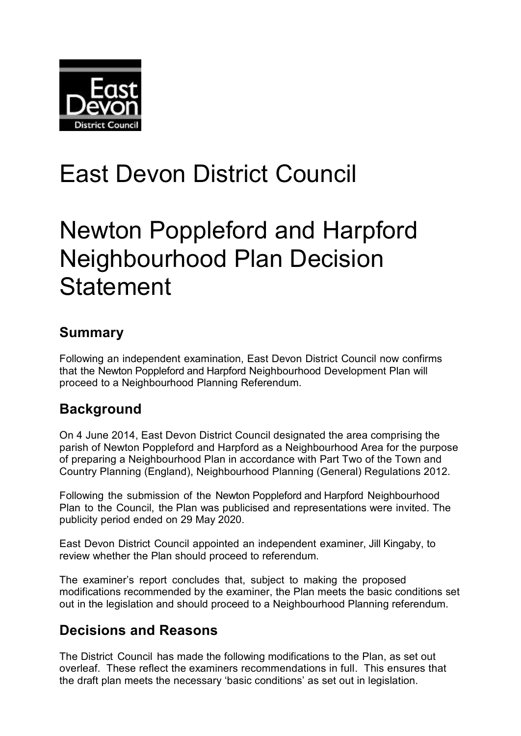East Devon District Council

# East Devon District Council

# Newton Poppleford and Harpford Neighbourhood Plan Decision Statement

## Summary

Following an independent examination, East Devon District Council now confirms that the Newton Poppleford and Harpford Neighbourhood Development Plan will proceed to a Neighbourhood Planning Referendum.

## Background

On 4 June 2014, East Devon District Council designated the area comprising the parish of Newton Poppleford and Harpford as a Neighbourhood Area for the purpose of preparing a Neighbourhood Plan in accordance with Part Two of the Town and Country Planning (England), Neighbourhood Planning (General) Regulations 2012.

Following the submission of the Newton Poppleford and Harpford Neighbourhood Plan to the Council, the Plan was publicised and representations were invited. The publicity period ended on 29 May 2020.

East Devon District Council appointed an independent examiner, Jill Kingaby, to review whether the Plan should proceed to referendum.

The examiner's report concludes that, subject to making the proposed modifications recommended by the examiner, the Plan meets the basic conditions set out in the legislation and should proceed to a Neighbourhood Planning referendum.

## Decisions and Reasons

The District Council has made the following modifications to the Plan, as set out overleaf. These reflect the examiners recommendations in full. This ensures that the draft plan meets the necessary 'basic conditions' as set out in legislation.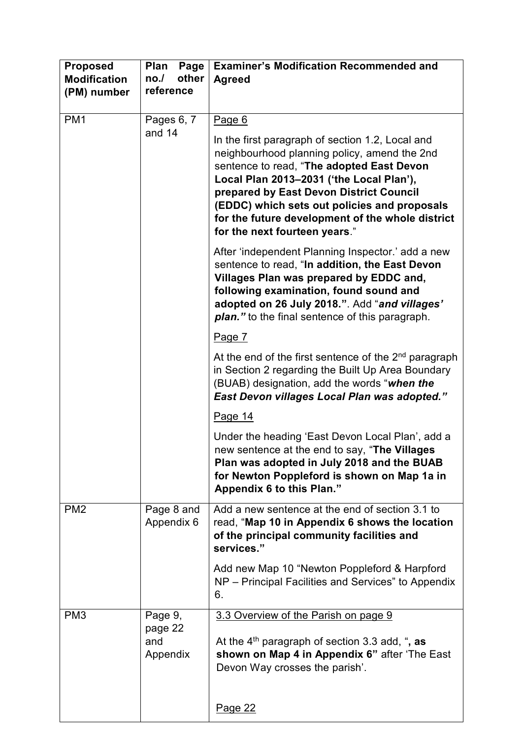| Proposed Modification (PM) number | Plan Page no./ other reference | Examiner's Modification Recommended and Agreed |
|---|---|---|
| PM1 | Pages 6, 7 and 14 | Page 6<br><br>In the first paragraph of section 1.2, Local and neighbourhood planning policy, amend the 2nd sentence to read, "**The adopted East Devon Local Plan 2013–2031 ('the Local Plan'), prepared by East Devon District Council (EDDC) which sets out policies and proposals for the future development of the whole district for the next fourteen years**."<br><br>After 'independent Planning Inspector.' add a new sentence to read, "**In addition, the East Devon Villages Plan was prepared by EDDC and, following examination, found sound and adopted on 26 July 2018.**". Add "***and villages' plan."*** to the final sentence of this paragraph.<br><br>Page 7<br><br>At the end of the first sentence of the 2nd paragraph in Section 2 regarding the Built Up Area Boundary (BUAB) designation, add the words "***when the East Devon villages Local Plan was adopted."***<br><br>Page 14<br><br>Under the heading 'East Devon Local Plan', add a new sentence at the end to say, "**The Villages Plan was adopted in July 2018 and the BUAB for Newton Poppleford is shown on Map 1a in Appendix 6 to this Plan."** |
| PM2 | Page 8 and Appendix 6 | Add a new sentence at the end of section 3.1 to read, "**Map 10 in Appendix 6 shows the location of the principal community facilities and services."**<br><br>Add new Map 10 "Newton Poppleford & Harpford NP – Principal Facilities and Services" to Appendix 6. |
| PM3 | Page 9, page 22 and Appendix | 3.3 Overview of the Parish on page 9<br><br>At the 4th paragraph of section 3.3 add, "**, as shown on Map 4 in Appendix 6"** after 'The East Devon Way crosses the parish'.<br><br>Page 22 |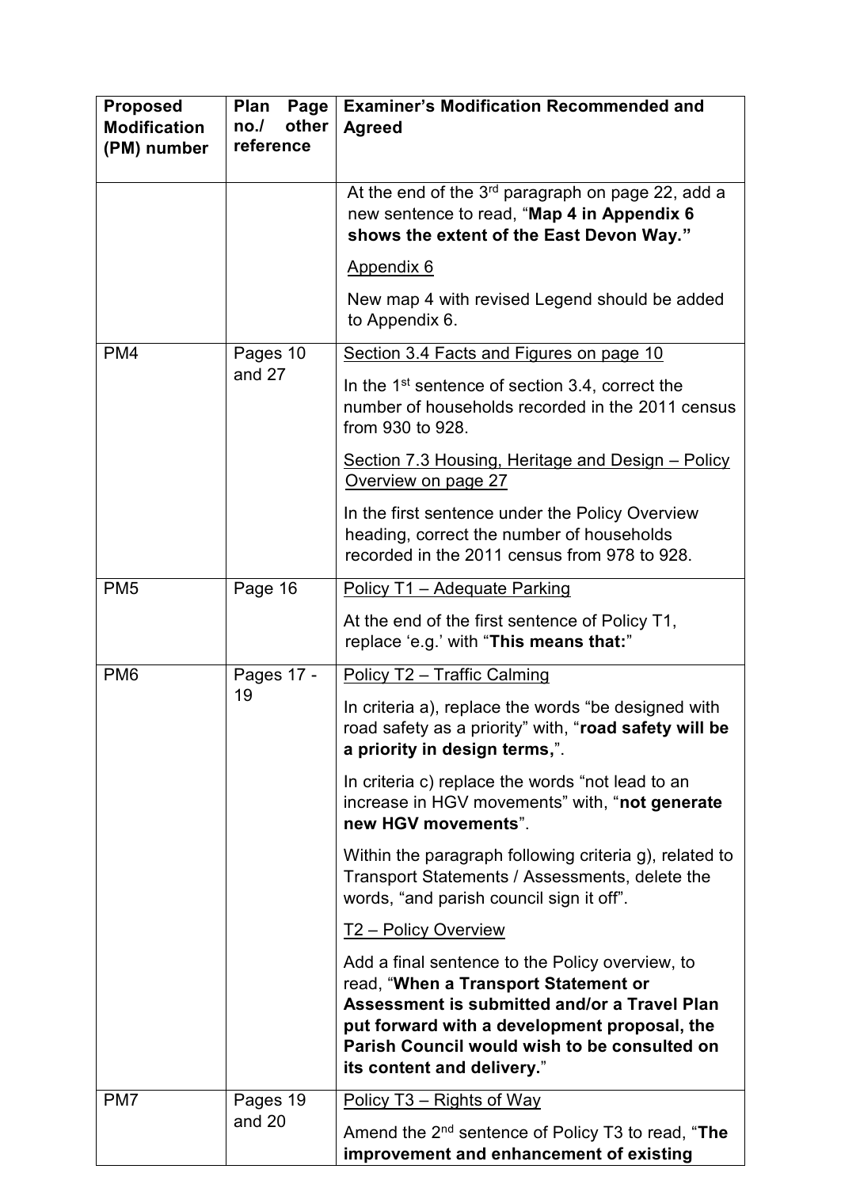| Proposed Modification (PM) number | Plan Page no./ other reference | Examiner's Modification Recommended and Agreed |
|---|---|---|
| | | At the end of the 3rd paragraph on page 22, add a new sentence to read, "**Map 4 in Appendix 6 shows the extent of the East Devon Way.**" <br><br> <u>Appendix 6</u> <br><br> New map 4 with revised Legend should be added to Appendix 6. |
| PM4 | Pages 10 and 27 | <u>Section 3.4 Facts and Figures on page 10</u> <br><br> In the 1st sentence of section 3.4, correct the number of households recorded in the 2011 census from 930 to 928. <br><br> <u>Section 7.3 Housing, Heritage and Design – Policy Overview on page 27</u> <br><br> In the first sentence under the Policy Overview heading, correct the number of households recorded in the 2011 census from 978 to 928. |
| PM5 | Page 16 | <u>Policy T1 – Adequate Parking</u> <br><br> At the end of the first sentence of Policy T1, replace 'e.g.' with "**This means that:**" |
| PM6 | Pages 17 - 19 | <u>Policy T2 – Traffic Calming</u> <br><br> In criteria a), replace the words "be designed with road safety as a priority" with, "**road safety will be a priority in design terms,**". <br><br> In criteria c) replace the words "not lead to an increase in HGV movements" with, "**not generate new HGV movements**". <br><br> Within the paragraph following criteria g), related to Transport Statements / Assessments, delete the words, "and parish council sign it off". <br><br> <u>T2 – Policy Overview</u> <br><br> Add a final sentence to the Policy overview, to read, "**When a Transport Statement or Assessment is submitted and/or a Travel Plan put forward with a development proposal, the Parish Council would wish to be consulted on its content and delivery.**" |
| PM7 | Pages 19 and 20 | <u>Policy T3 – Rights of Way</u> <br><br> Amend the 2nd sentence of Policy T3 to read, "**The improvement and enhancement of existing** |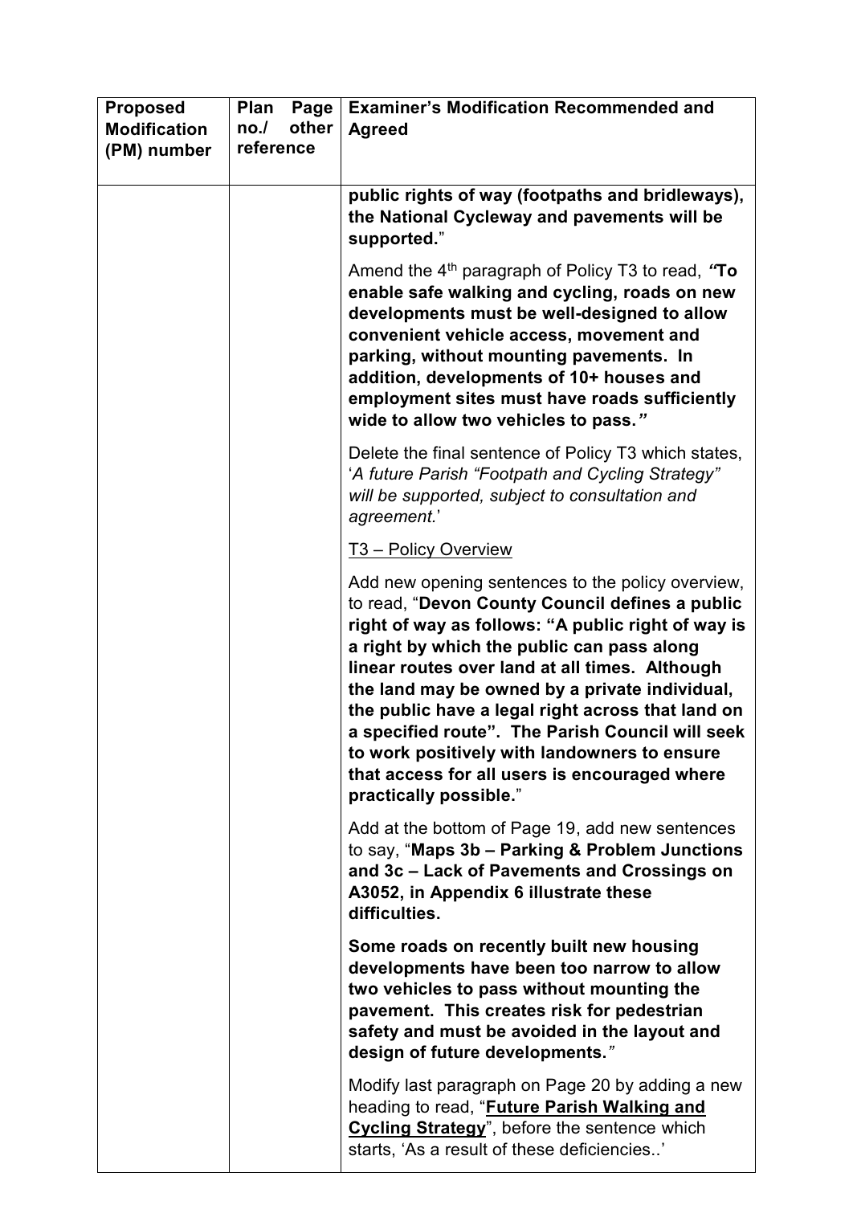| Proposed Modification (PM) number | Plan Page no./ other reference | Examiner's Modification Recommended and Agreed |
|---|---|---|
| | | **public rights of way (footpaths and bridleways), the National Cycleway and pavements will be supported.**"<br><br>Amend the 4th paragraph of Policy T3 to read, ***"*To enable safe walking and cycling, roads on new developments must be well-designed to allow convenient vehicle access, movement and parking, without mounting pavements. In addition, developments of 10+ houses and employment sites must have roads sufficiently wide to allow two vehicles to pass.*"***<br><br>Delete the final sentence of Policy T3 which states, '*A future Parish "Footpath and Cycling Strategy" will be supported, subject to consultation and agreement.*'<br><br><u>T3 – Policy Overview</u><br><br>Add new opening sentences to the policy overview, to read, "**Devon County Council defines a public right of way as follows: "A public right of way is a right by which the public can pass along linear routes over land at all times. Although the land may be owned by a private individual, the public have a legal right across that land on a specified route". The Parish Council will seek to work positively with landowners to ensure that access for all users is encouraged where practically possible.**"<br><br>Add at the bottom of Page 19, add new sentences to say, "**Maps 3b – Parking & Problem Junctions and 3c – Lack of Pavements and Crossings on A3052, in Appendix 6 illustrate these difficulties.**<br><br>**Some roads on recently built new housing developments have been too narrow to allow two vehicles to pass without mounting the pavement. This creates risk for pedestrian safety and must be avoided in the layout and design of future developments.**"<br><br>Modify last paragraph on Page 20 by adding a new heading to read, "**<u>Future Parish Walking and Cycling Strategy</u>**", before the sentence which starts, 'As a result of these deficiencies..' |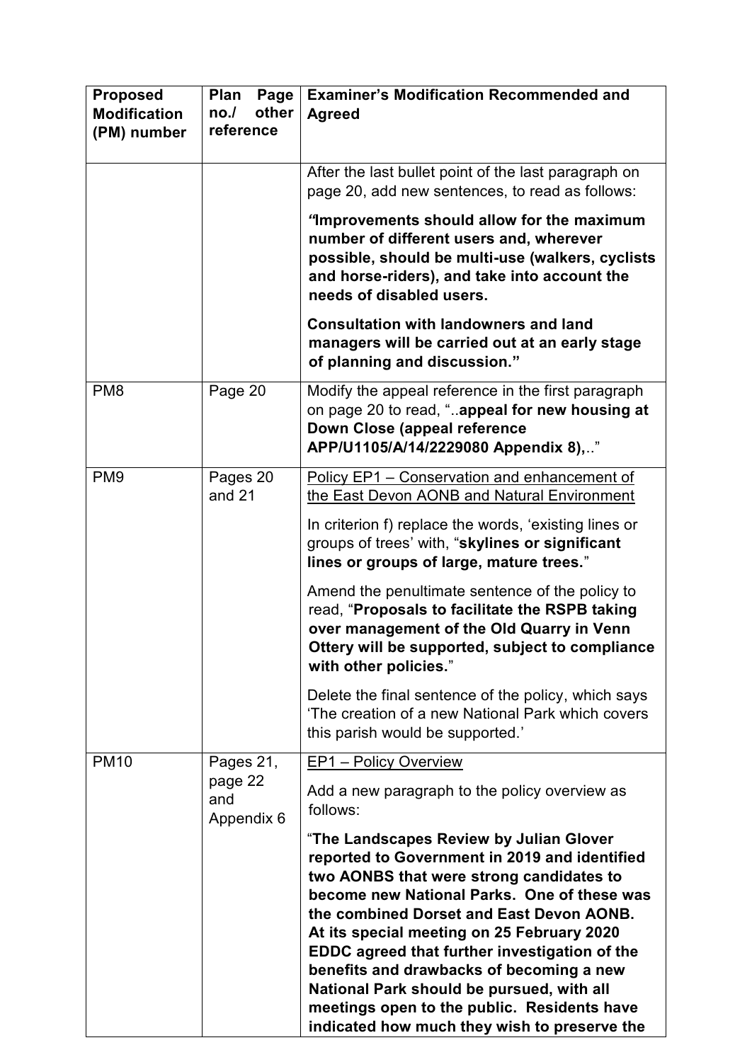| Proposed Modification (PM) number | Plan Page no./ other reference | Examiner's Modification Recommended and Agreed |
|---|---|---|
| | | After the last bullet point of the last paragraph on page 20, add new sentences, to read as follows: **"Improvements should allow for the maximum number of different users and, wherever possible, should be multi-use (walkers, cyclists and horse-riders), and take into account the needs of disabled users.** **Consultation with landowners and land managers will be carried out at an early stage of planning and discussion."** |
| PM8 | Page 20 | Modify the appeal reference in the first paragraph on page 20 to read, "..**appeal for new housing at Down Close (appeal reference APP/U1105/A/14/2229080 Appendix 8),**.." |
| PM9 | Pages 20 and 21 | Policy EP1 – Conservation and enhancement of the East Devon AONB and Natural Environment In criterion f) replace the words, 'existing lines or groups of trees' with, "**skylines or significant lines or groups of large, mature trees.**" Amend the penultimate sentence of the policy to read, "**Proposals to facilitate the RSPB taking over management of the Old Quarry in Venn Ottery will be supported, subject to compliance with other policies.**" Delete the final sentence of the policy, which says 'The creation of a new National Park which covers this parish would be supported.' |
| PM10 | Pages 21, page 22 and Appendix 6 | EP1 – Policy Overview Add a new paragraph to the policy overview as follows: "**The Landscapes Review by Julian Glover reported to Government in 2019 and identified two AONBS that were strong candidates to become new National Parks. One of these was the combined Dorset and East Devon AONB. At its special meeting on 25 February 2020 EDDC agreed that further investigation of the benefits and drawbacks of becoming a new National Park should be pursued, with all meetings open to the public. Residents have indicated how much they wish to preserve the** |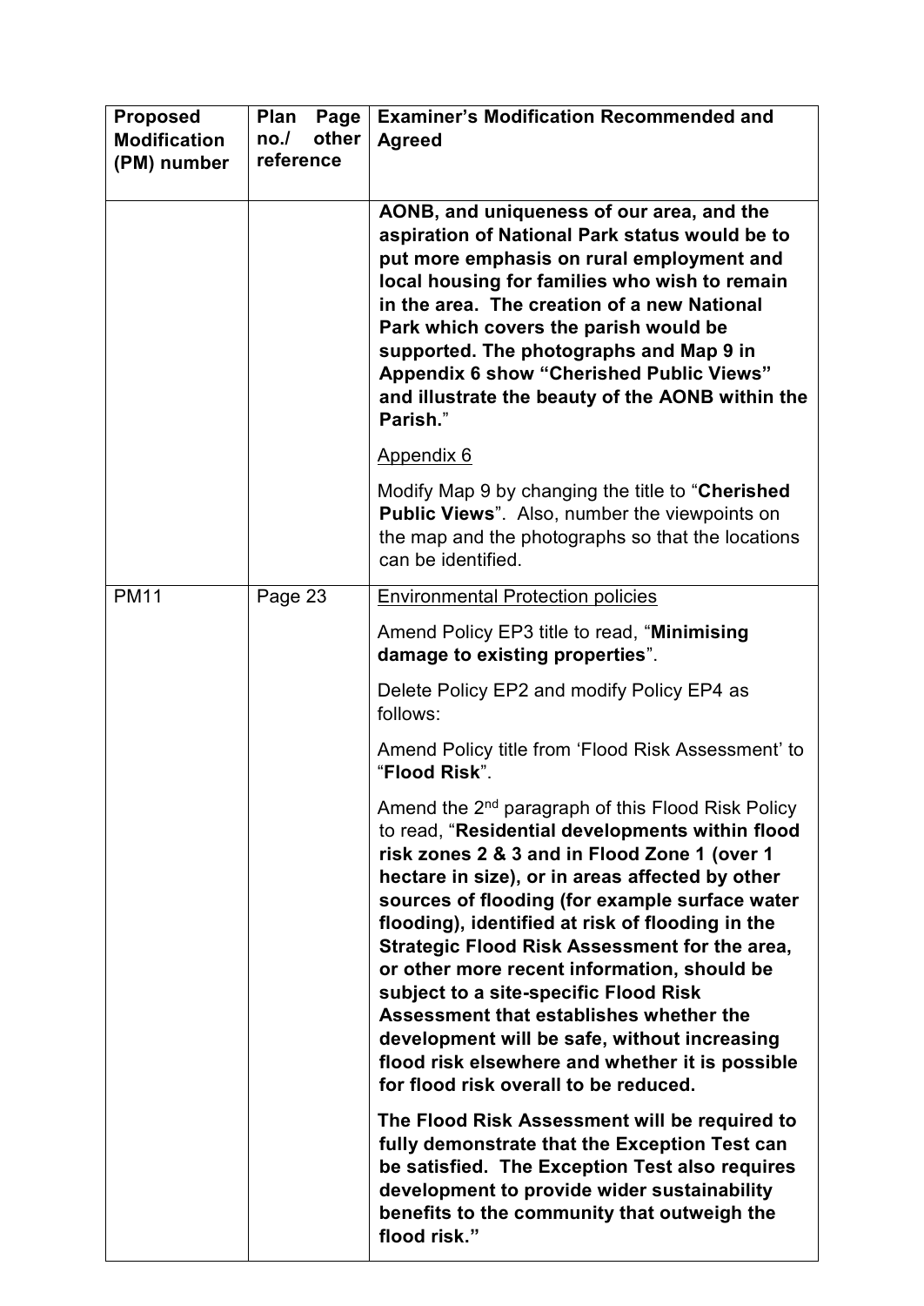| Proposed Modification (PM) number | Plan Page no./ other reference | Examiner's Modification Recommended and Agreed |
|---|---|---|
| | | **AONB, and uniqueness of our area, and the aspiration of National Park status would be to put more emphasis on rural employment and local housing for families who wish to remain in the area. The creation of a new National Park which covers the parish would be supported. The photographs and Map 9 in Appendix 6 show "Cherished Public Views" and illustrate the beauty of the AONB within the Parish.**"<br><br>Appendix 6<br><br>Modify Map 9 by changing the title to "**Cherished Public Views**". Also, number the viewpoints on the map and the photographs so that the locations can be identified. |
| PM11 | Page 23 | Environmental Protection policies<br><br>Amend Policy EP3 title to read, "**Minimising damage to existing properties**".<br><br>Delete Policy EP2 and modify Policy EP4 as follows:<br><br>Amend Policy title from 'Flood Risk Assessment' to "**Flood Risk**".<br><br>Amend the 2nd paragraph of this Flood Risk Policy to read, "**Residential developments within flood risk zones 2 & 3 and in Flood Zone 1 (over 1 hectare in size), or in areas affected by other sources of flooding (for example surface water flooding), identified at risk of flooding in the Strategic Flood Risk Assessment for the area, or other more recent information, should be subject to a site-specific Flood Risk Assessment that establishes whether the development will be safe, without increasing flood risk elsewhere and whether it is possible for flood risk overall to be reduced.**<br><br>**The Flood Risk Assessment will be required to fully demonstrate that the Exception Test can be satisfied. The Exception Test also requires development to provide wider sustainability benefits to the community that outweigh the flood risk."** |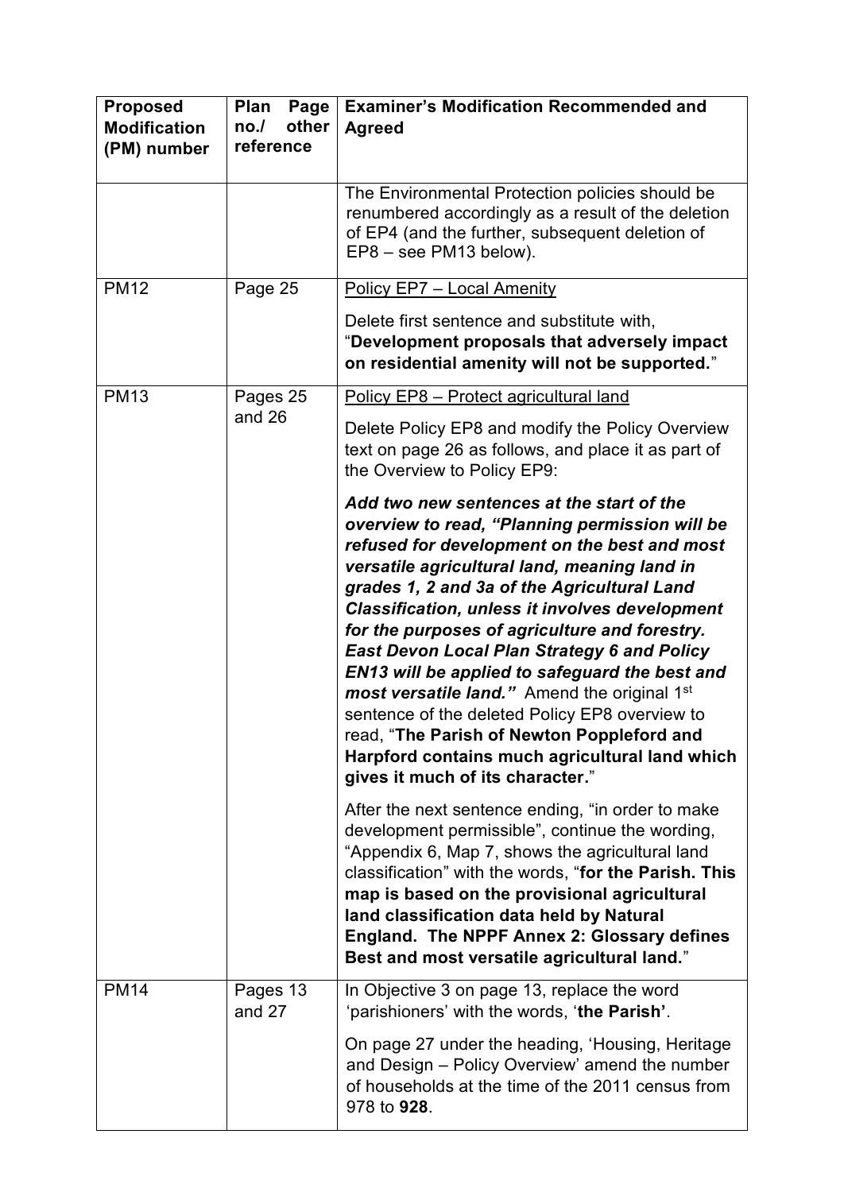| Proposed Modification (PM) number | Plan Page no./ other reference | Examiner's Modification Recommended and Agreed |
|---|---|---|
| | | The Environmental Protection policies should be renumbered accordingly as a result of the deletion of EP4 (and the further, subsequent deletion of EP8 – see PM13 below). |
| PM12 | Page 25 | Policy EP7 – Local Amenity<br><br>Delete first sentence and substitute with, "**Development proposals that adversely impact on residential amenity will not be supported.**" |
| PM13 | Pages 25 and 26 | Policy EP8 – Protect agricultural land<br><br>Delete Policy EP8 and modify the Policy Overview text on page 26 as follows, and place it as part of the Overview to Policy EP9:<br><br>***Add two new sentences at the start of the overview to read, "Planning permission will be refused for development on the best and most versatile agricultural land, meaning land in grades 1, 2 and 3a of the Agricultural Land Classification, unless it involves development for the purposes of agriculture and forestry. East Devon Local Plan Strategy 6 and Policy EN13 will be applied to safeguard the best and most versatile land."*** Amend the original 1st sentence of the deleted Policy EP8 overview to read, "**The Parish of Newton Poppleford and Harpford contains much agricultural land which gives it much of its character.**"<br><br>After the next sentence ending, "in order to make development permissible", continue the wording, "Appendix 6, Map 7, shows the agricultural land classification" with the words, "**for the Parish. This map is based on the provisional agricultural land classification data held by Natural England. The NPPF Annex 2: Glossary defines Best and most versatile agricultural land.**" |
| PM14 | Pages 13 and 27 | In Objective 3 on page 13, replace the word 'parishioners' with the words, '**the Parish'**.<br><br>On page 27 under the heading, 'Housing, Heritage and Design – Policy Overview' amend the number of households at the time of the 2011 census from 978 to **928**. |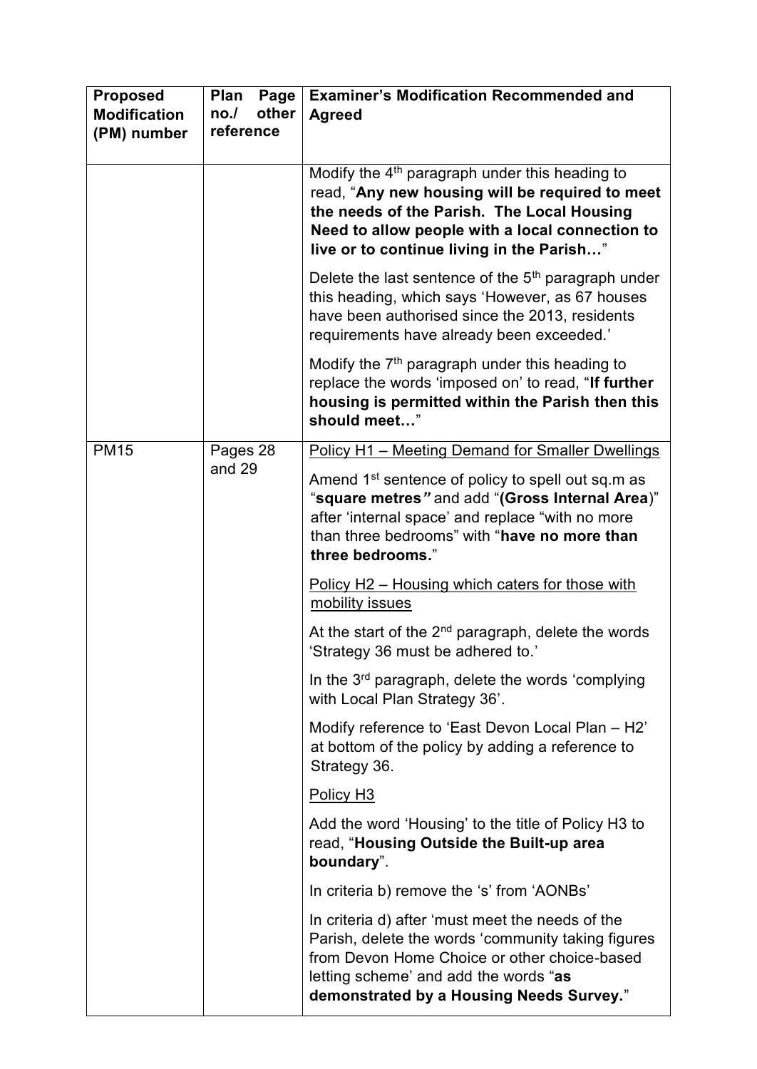| Proposed Modification (PM) number | Plan Page no./ other reference | Examiner's Modification Recommended and Agreed |
|---|---|---|
| | | Modify the 4th paragraph under this heading to read, "**Any new housing will be required to meet the needs of the Parish. The Local Housing Need to allow people with a local connection to live or to continue living in the Parish…**"<br><br>Delete the last sentence of the 5th paragraph under this heading, which says 'However, as 67 houses have been authorised since the 2013, residents requirements have already been exceeded.'<br><br>Modify the 7th paragraph under this heading to replace the words 'imposed on' to read, "**If further housing is permitted within the Parish then this should meet…**" |
| PM15 | Pages 28 and 29 | Policy H1 – Meeting Demand for Smaller Dwellings<br><br>Amend 1st sentence of policy to spell out sq.m as "**square metres**" and add "**(Gross Internal Area)**" after 'internal space' and replace "with no more than three bedrooms" with "**have no more than three bedrooms.**"<br><br>Policy H2 – Housing which caters for those with mobility issues<br><br>At the start of the 2nd paragraph, delete the words 'Strategy 36 must be adhered to.'<br><br>In the 3rd paragraph, delete the words 'complying with Local Plan Strategy 36'.<br><br>Modify reference to 'East Devon Local Plan – H2' at bottom of the policy by adding a reference to Strategy 36.<br><br>Policy H3<br><br>Add the word 'Housing' to the title of Policy H3 to read, "**Housing Outside the Built-up area boundary**".<br><br>In criteria b) remove the 's' from 'AONBs'<br><br>In criteria d) after 'must meet the needs of the Parish, delete the words 'community taking figures from Devon Home Choice or other choice-based letting scheme' and add the words "**as demonstrated by a Housing Needs Survey.**" |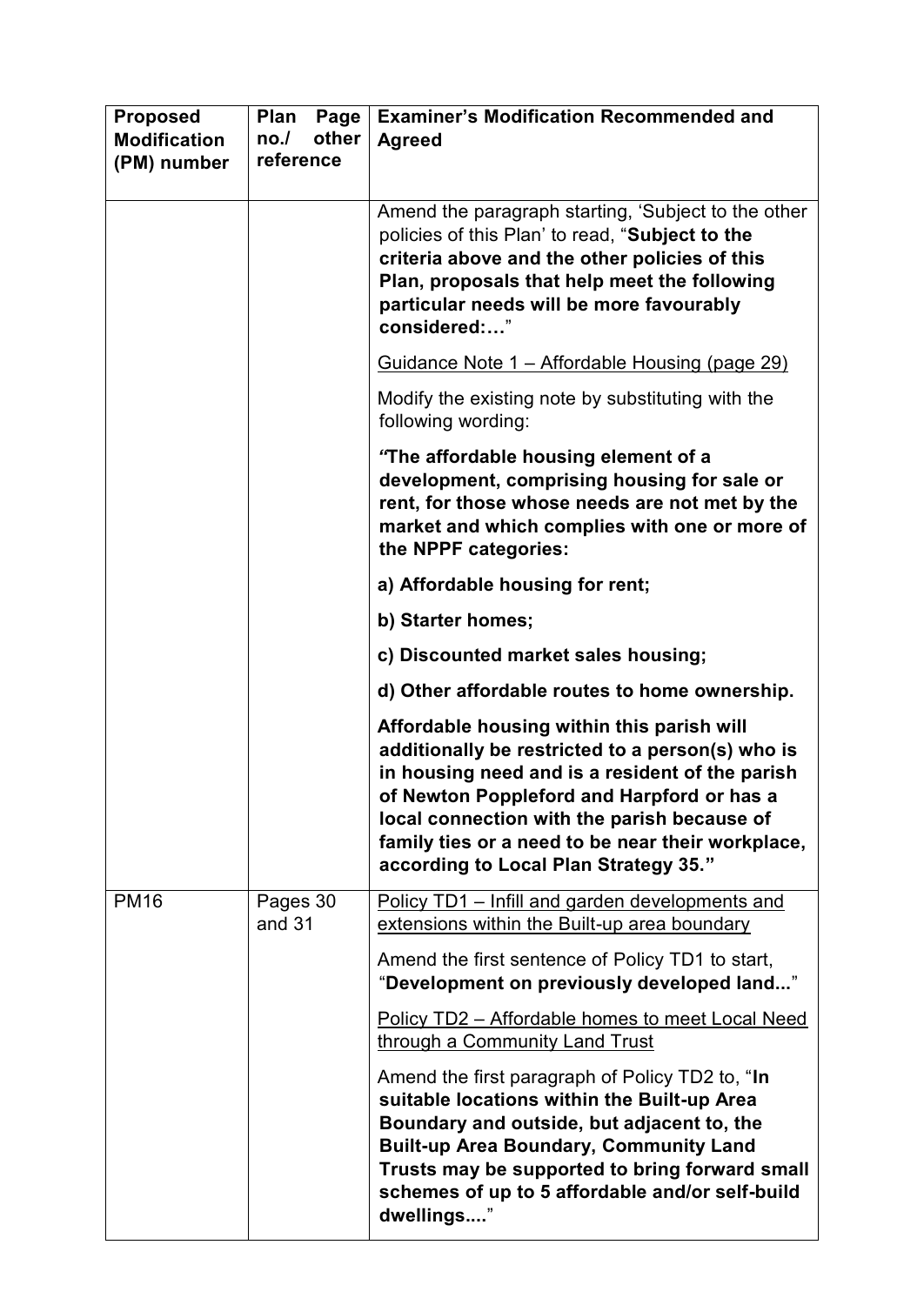| Proposed Modification (PM) number | Plan Page no./ other reference | Examiner's Modification Recommended and Agreed |
|---|---|---|
| | | Amend the paragraph starting, 'Subject to the other policies of this Plan' to read, "**Subject to the criteria above and the other policies of this Plan, proposals that help meet the following particular needs will be more favourably considered:…**"<br><br><u>Guidance Note 1 – Affordable Housing (page 29)</u><br><br>Modify the existing note by substituting with the following wording:<br><br>***"*The affordable housing element of a development, comprising housing for sale or rent, for those whose needs are not met by the market and which complies with one or more of the NPPF categories:**<br><br>**a) Affordable housing for rent;**<br><br>**b) Starter homes;**<br><br>**c) Discounted market sales housing;**<br><br>**d) Other affordable routes to home ownership.**<br><br>**Affordable housing within this parish will additionally be restricted to a person(s) who is in housing need and is a resident of the parish of Newton Poppleford and Harpford or has a local connection with the parish because of family ties or a need to be near their workplace, according to Local Plan Strategy 35."** |
| PM16 | Pages 30 and 31 | <u>Policy TD1 – Infill and garden developments and extensions within the Built-up area boundary</u><br><br>Amend the first sentence of Policy TD1 to start, "**Development on previously developed land...**"<br><br><u>Policy TD2 – Affordable homes to meet Local Need through a Community Land Trust</u><br><br>Amend the first paragraph of Policy TD2 to, "**In suitable locations within the Built-up Area Boundary and outside, but adjacent to, the Built-up Area Boundary, Community Land Trusts may be supported to bring forward small schemes of up to 5 affordable and/or self-build dwellings....**" |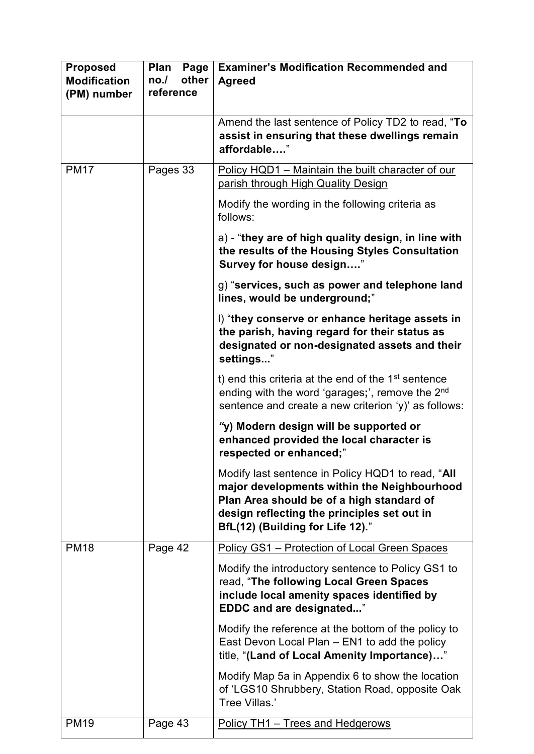| Proposed Modification (PM) number | Plan Page no./ other reference | Examiner's Modification Recommended and Agreed |
|---|---|---|
| | | Amend the last sentence of Policy TD2 to read, "**To assist in ensuring that these dwellings remain affordable….**" |
| PM17 | Pages 33 | Policy HQD1 – Maintain the built character of our parish through High Quality Design<br><br>Modify the wording in the following criteria as follows:<br><br>a) - "**they are of high quality design, in line with the results of the Housing Styles Consultation Survey for house design….**"<br><br>g) "**services, such as power and telephone land lines, would be underground;**"<br><br>l) "**they conserve or enhance heritage assets in the parish, having regard for their status as designated or non-designated assets and their settings...**"<br><br>t) end this criteria at the end of the 1st sentence ending with the word 'garages**;**', remove the 2nd sentence and create a new criterion 'y)' as follows:<br><br>***"*y) Modern design will be supported or enhanced provided the local character is respected or enhanced;**"<br><br>Modify last sentence in Policy HQD1 to read, "**All major developments within the Neighbourhood Plan Area should be of a high standard of design reflecting the principles set out in BfL(12) (Building for Life 12).**" |
| PM18 | Page 42 | Policy GS1 – Protection of Local Green Spaces<br><br>Modify the introductory sentence to Policy GS1 to read, "**The following Local Green Spaces include local amenity spaces identified by EDDC and are designated...**"<br><br>Modify the reference at the bottom of the policy to East Devon Local Plan – EN1 to add the policy title, "**(Land of Local Amenity Importance)…**"<br><br>Modify Map 5a in Appendix 6 to show the location of 'LGS10 Shrubbery, Station Road, opposite Oak Tree Villas.' |
| PM19 | Page 43 | Policy TH1 – Trees and Hedgerows |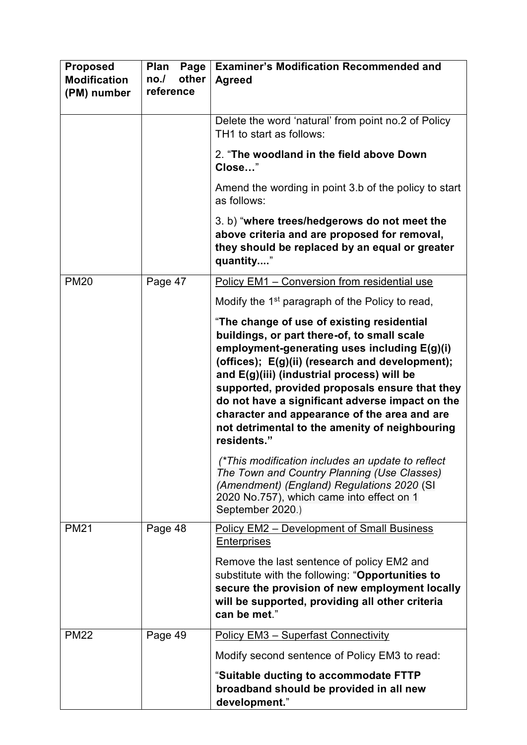| Proposed Modification (PM) number | Plan Page no./ other reference | Examiner's Modification Recommended and Agreed |
|---|---|---|
| | | Delete the word 'natural' from point no.2 of Policy TH1 to start as follows:<br><br>2. "**The woodland in the field above Down Close…**"<br><br>Amend the wording in point 3.b of the policy to start as follows:<br><br>3. b) "**where trees/hedgerows do not meet the above criteria and are proposed for removal, they should be replaced by an equal or greater quantity....**" |
| PM20 | Page 47 | <u>Policy EM1 – Conversion from residential use</u><br><br>Modify the 1st paragraph of the Policy to read,<br><br>"**The change of use of existing residential buildings, or part there-of, to small scale employment-generating uses including E(g)(i) (offices); E(g)(ii) (research and development); and E(g)(iii) (industrial process) will be supported, provided proposals ensure that they do not have a significant adverse impact on the character and appearance of the area and are not detrimental to the amenity of neighbouring residents.**"<br><br>*(\*This modification includes an update to reflect The Town and Country Planning (Use Classes) (Amendment) (England) Regulations 2020* (SI 2020 No.757), which came into effect on 1 September 2020.) |
| PM21 | Page 48 | <u>Policy EM2 – Development of Small Business Enterprises</u><br><br>Remove the last sentence of policy EM2 and substitute with the following: "**Opportunities to secure the provision of new employment locally will be supported, providing all other criteria can be met**." |
| PM22 | Page 49 | <u>Policy EM3 – Superfast Connectivity</u><br><br>Modify second sentence of Policy EM3 to read:<br><br>"**Suitable ducting to accommodate FTTP broadband should be provided in all new development.**" |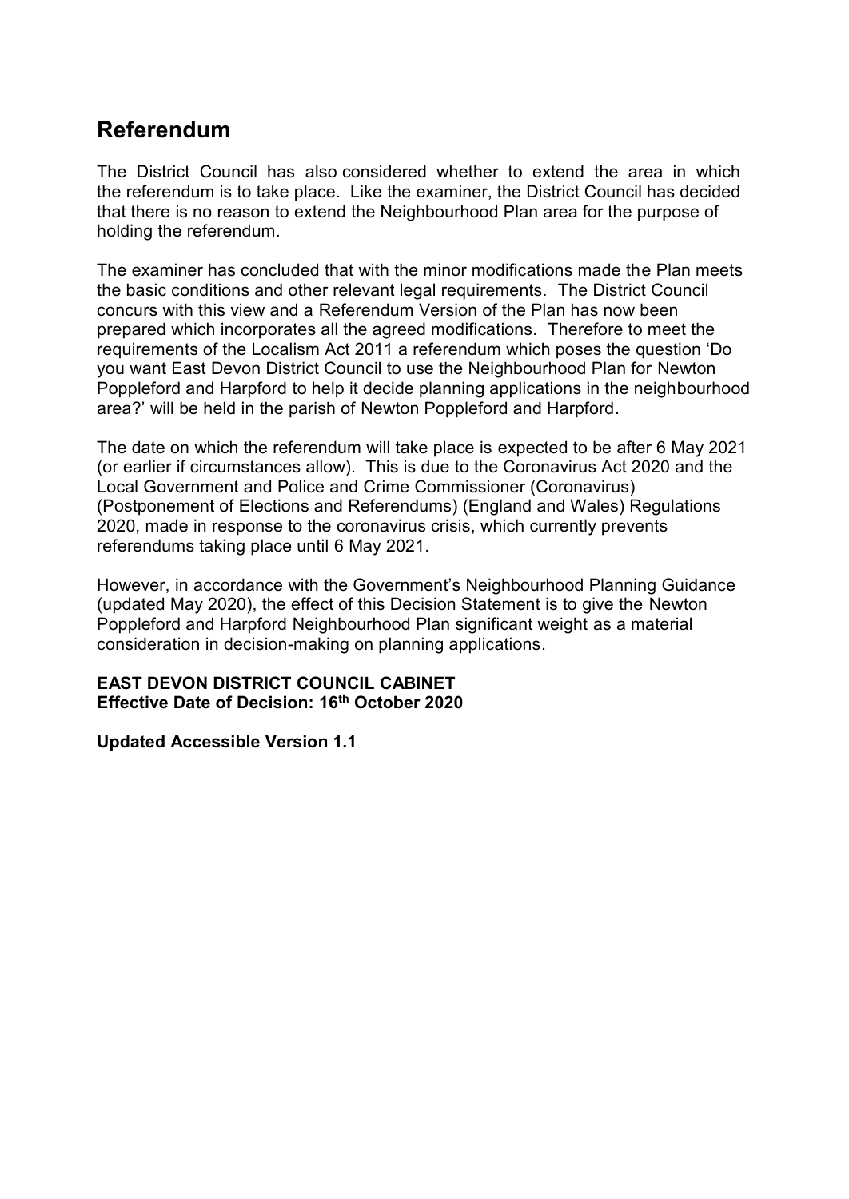## Referendum

The District Council has also considered whether to extend the area in which the referendum is to take place. Like the examiner, the District Council has decided that there is no reason to extend the Neighbourhood Plan area for the purpose of holding the referendum.

The examiner has concluded that with the minor modifications made the Plan meets the basic conditions and other relevant legal requirements. The District Council concurs with this view and a Referendum Version of the Plan has now been prepared which incorporates all the agreed modifications. Therefore to meet the requirements of the Localism Act 2011 a referendum which poses the question 'Do you want East Devon District Council to use the Neighbourhood Plan for Newton Poppleford and Harpford to help it decide planning applications in the neighbourhood area?' will be held in the parish of Newton Poppleford and Harpford.

The date on which the referendum will take place is expected to be after 6 May 2021 (or earlier if circumstances allow). This is due to the Coronavirus Act 2020 and the Local Government and Police and Crime Commissioner (Coronavirus) (Postponement of Elections and Referendums) (England and Wales) Regulations 2020, made in response to the coronavirus crisis, which currently prevents referendums taking place until 6 May 2021.

However, in accordance with the Government's Neighbourhood Planning Guidance (updated May 2020), the effect of this Decision Statement is to give the Newton Poppleford and Harpford Neighbourhood Plan significant weight as a material consideration in decision-making on planning applications.

**EAST DEVON DISTRICT COUNCIL CABINET**
**Effective Date of Decision: 16th October 2020**

**Updated Accessible Version 1.1**